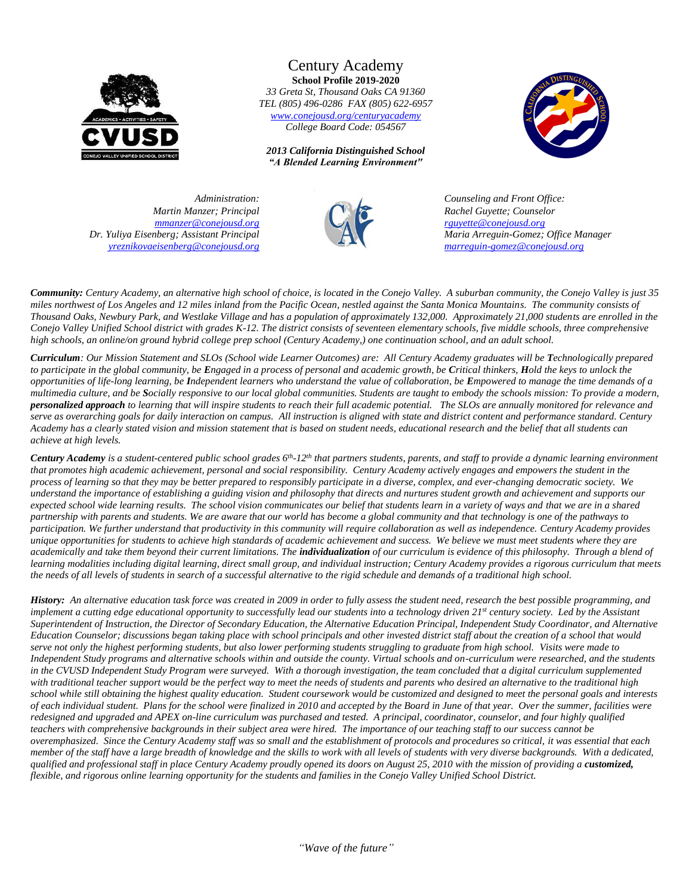# Century Academy

**School Profile 2019-2020**

*33 Greta St, Thousand Oaks CA 91360*
*TEL (805) 496-0286 FAX (805) 622-6957*
*www.conejousd.org/centuryacademy*
*College Board Code: 054567*

***2013 California Distinguished School***
***"A Blended Learning Environment"***

*Administration:*
*Martin Manzer; Principal*
*mmanzer@conejousd.org*
*Dr. Yuliya Eisenberg; Assistant Principal*
*yreznikovaeisenberg@conejousd.org*

*Counseling and Front Office:*
*Rachel Guyette; Counselor*
*rguyette@conejousd.org*
*Maria Arreguin-Gomez; Office Manager*
*marreguin-gomez@conejousd.org*

***Community:*** *Century Academy, an alternative high school of choice, is located in the Conejo Valley. A suburban community, the Conejo Valley is just 35 miles northwest of Los Angeles and 12 miles inland from the Pacific Ocean, nestled against the Santa Monica Mountains. The community consists of Thousand Oaks, Newbury Park, and Westlake Village and has a population of approximately 132,000. Approximately 21,000 students are enrolled in the Conejo Valley Unified School district with grades K-12. The district consists of seventeen elementary schools, five middle schools, three comprehensive high schools, an online/on ground hybrid college prep school (Century Academy,) one continuation school, and an adult school.*

***Curriculum****: Our Mission Statement and SLOs (School wide Learner Outcomes) are: All Century Academy graduates will be* ***T****echnologically prepared to participate in the global community, be* ***E****ngaged in a process of personal and academic growth, be* ***C****ritical thinkers,* ***H****old the keys to unlock the opportunities of life-long learning, be* ***I****ndependent learners who understand the value of collaboration, be* ***E****mpowered to manage the time demands of a multimedia culture, and be* ***S****ocially responsive to our local global communities. Students are taught to embody the schools mission: To provide a modern,* ***personalized approach*** *to learning that will inspire students to reach their full academic potential. The SLOs are annually monitored for relevance and serve as overarching goals for daily interaction on campus. All instruction is aligned with state and district content and performance standard. Century Academy has a clearly stated vision and mission statement that is based on student needs, educational research and the belief that all students can achieve at high levels.*

***Century Academy*** *is a student-centered public school grades 6th-12th that partners students, parents, and staff to provide a dynamic learning environment that promotes high academic achievement, personal and social responsibility. Century Academy actively engages and empowers the student in the process of learning so that they may be better prepared to responsibly participate in a diverse, complex, and ever-changing democratic society. We understand the importance of establishing a guiding vision and philosophy that directs and nurtures student growth and achievement and supports our expected school wide learning results. The school vision communicates our belief that students learn in a variety of ways and that we are in a shared partnership with parents and students. We are aware that our world has become a global community and that technology is one of the pathways to participation. We further understand that productivity in this community will require collaboration as well as independence. Century Academy provides unique opportunities for students to achieve high standards of academic achievement and success. We believe we must meet students where they are academically and take them beyond their current limitations. The* ***individualization*** *of our curriculum is evidence of this philosophy. Through a blend of learning modalities including digital learning, direct small group, and individual instruction; Century Academy provides a rigorous curriculum that meets the needs of all levels of students in search of a successful alternative to the rigid schedule and demands of a traditional high school.*

***History:*** *An alternative education task force was created in 2009 in order to fully assess the student need, research the best possible programming, and implement a cutting edge educational opportunity to successfully lead our students into a technology driven 21st century society. Led by the Assistant Superintendent of Instruction, the Director of Secondary Education, the Alternative Education Principal, Independent Study Coordinator, and Alternative Education Counselor; discussions began taking place with school principals and other invested district staff about the creation of a school that would serve not only the highest performing students, but also lower performing students struggling to graduate from high school. Visits were made to Independent Study programs and alternative schools within and outside the county. Virtual schools and on-curriculum were researched, and the students in the CVUSD Independent Study Program were surveyed. With a thorough investigation, the team concluded that a digital curriculum supplemented with traditional teacher support would be the perfect way to meet the needs of students and parents who desired an alternative to the traditional high school while still obtaining the highest quality education. Student coursework would be customized and designed to meet the personal goals and interests of each individual student. Plans for the school were finalized in 2010 and accepted by the Board in June of that year. Over the summer, facilities were redesigned and upgraded and APEX on-line curriculum was purchased and tested. A principal, coordinator, counselor, and four highly qualified teachers with comprehensive backgrounds in their subject area were hired. The importance of our teaching staff to our success cannot be overemphasized. Since the Century Academy staff was so small and the establishment of protocols and procedures so critical, it was essential that each member of the staff have a large breadth of knowledge and the skills to work with all levels of students with very diverse backgrounds. With a dedicated, qualified and professional staff in place Century Academy proudly opened its doors on August 25, 2010 with the mission of providing a* ***customized,*** *flexible, and rigorous online learning opportunity for the students and families in the Conejo Valley Unified School District.*

*"Wave of the future"*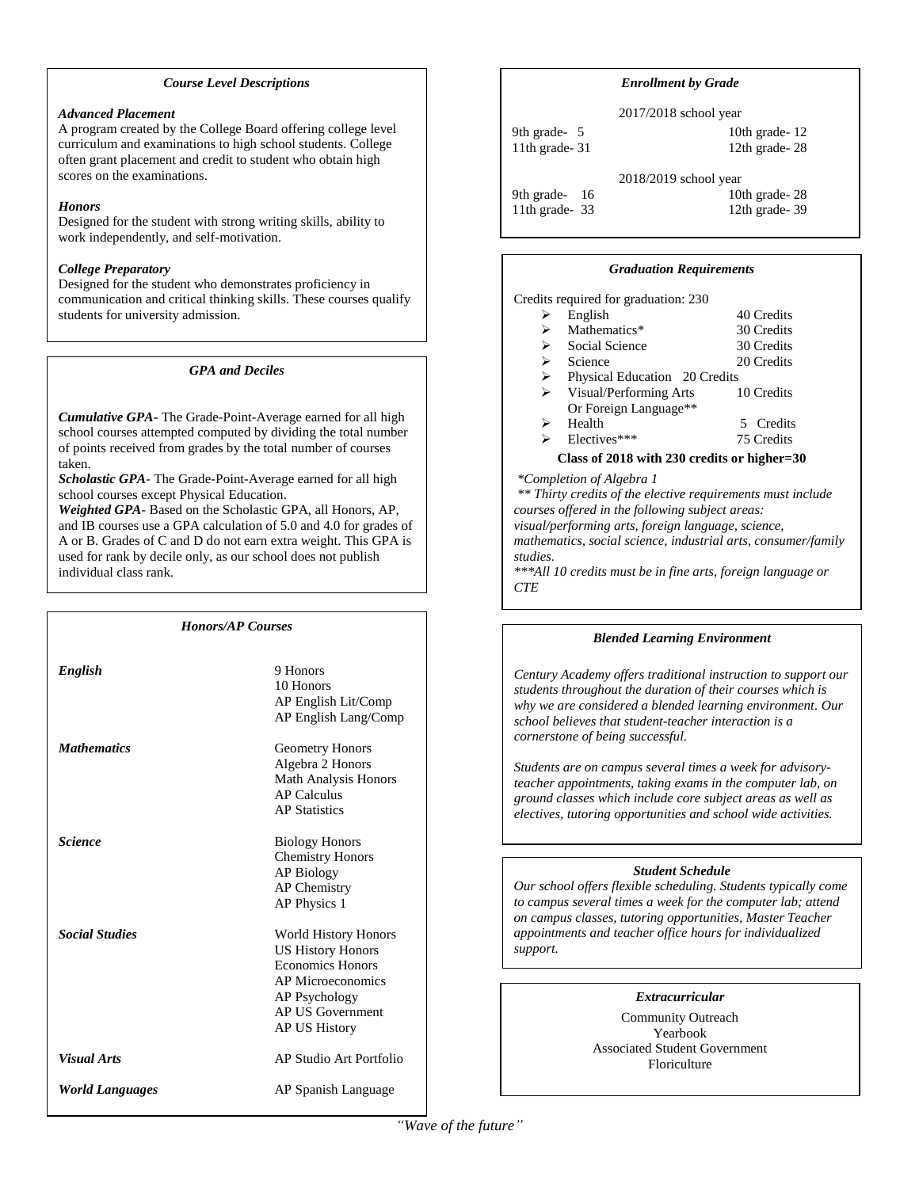### *Course Level Descriptions*

***Advanced Placement***
A program created by the College Board offering college level curriculum and examinations to high school students. College often grant placement and credit to student who obtain high scores on the examinations.

***Honors***
Designed for the student with strong writing skills, ability to work independently, and self-motivation.

***College Preparatory***
Designed for the student who demonstrates proficiency in communication and critical thinking skills. These courses qualify students for university admission.

### *GPA and Deciles*

***Cumulative GPA***- The Grade-Point-Average earned for all high school courses attempted computed by dividing the total number of points received from grades by the total number of courses taken.
***Scholastic GPA***- The Grade-Point-Average earned for all high school courses except Physical Education.
***Weighted GPA***- Based on the Scholastic GPA, all Honors, AP, and IB courses use a GPA calculation of 5.0 and 4.0 for grades of A or B. Grades of C and D do not earn extra weight. This GPA is used for rank by decile only, as our school does not publish individual class rank.

### *Honors/AP Courses*

| | |
|---|---|
| ***English*** | 9 Honors<br>10 Honors<br>AP English Lit/Comp<br>AP English Lang/Comp |
| ***Mathematics*** | Geometry Honors<br>Algebra 2 Honors<br>Math Analysis Honors<br>AP Calculus<br>AP Statistics |
| ***Science*** | Biology Honors<br>Chemistry Honors<br>AP Biology<br>AP Chemistry<br>AP Physics 1 |
| ***Social Studies*** | World History Honors<br>US History Honors<br>Economics Honors<br>AP Microeconomics<br>AP Psychology<br>AP US Government<br>AP US History |
| ***Visual Arts*** | AP Studio Art Portfolio |
| ***World Languages*** | AP Spanish Language |

### *Enrollment by Grade*

2017/2018 school year

| | |
|---|---|
| 9th grade- 5 | 10th grade- 12 |
| 11th grade- 31 | 12th grade- 28 |

2018/2019 school year

| | |
|---|---|
| 9th grade- 16 | 10th grade- 28 |
| 11th grade- 33 | 12th grade- 39 |

### *Graduation Requirements*

Credits required for graduation: 230

- English — 40 Credits
- Mathematics* — 30 Credits
- Social Science — 30 Credits
- Science — 20 Credits
- Physical Education — 20 Credits
- Visual/Performing Arts Or Foreign Language** — 10 Credits
- Health — 5 Credits
- Electives*** — 75 Credits

**Class of 2018 with 230 credits or higher=30**

*\*Completion of Algebra 1*
*\*\* Thirty credits of the elective requirements must include courses offered in the following subject areas: visual/performing arts, foreign language, science, mathematics, social science, industrial arts, consumer/family studies.*
*\*\*\*All 10 credits must be in fine arts, foreign language or CTE*

### *Blended Learning Environment*

*Century Academy offers traditional instruction to support our students throughout the duration of their courses which is why we are considered a blended learning environment. Our school believes that student-teacher interaction is a cornerstone of being successful.*

*Students are on campus several times a week for advisory-teacher appointments, taking exams in the computer lab, on ground classes which include core subject areas as well as electives, tutoring opportunities and school wide activities.*

### *Student Schedule*

*Our school offers flexible scheduling. Students typically come to campus several times a week for the computer lab; attend on campus classes, tutoring opportunities, Master Teacher appointments and teacher office hours for individualized support.*

### *Extracurricular*

Community Outreach
Yearbook
Associated Student Government
Floriculture

*"Wave of the future"*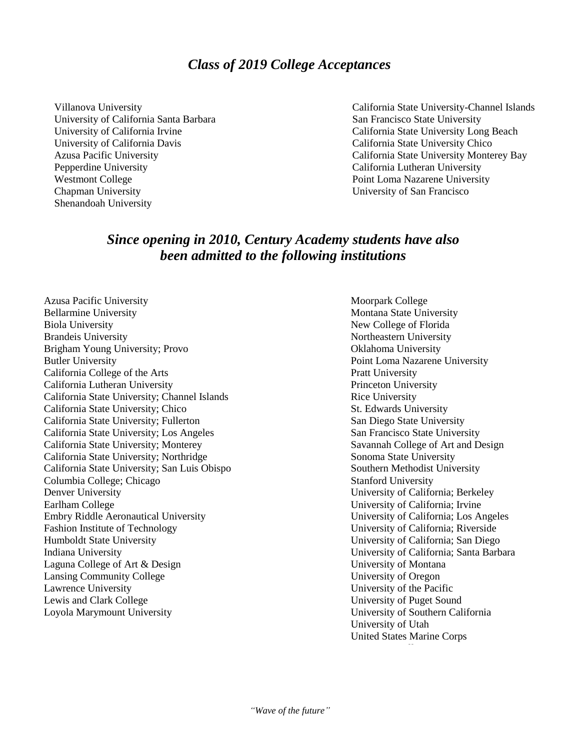## *Class of 2019 College Acceptances*

Villanova University
University of California Santa Barbara
University of California Irvine
University of California Davis
Azusa Pacific University
Pepperdine University
Westmont College
Chapman University
Shenandoah University
California State University-Channel Islands
San Francisco State University
California State University Long Beach
California State University Chico
California State University Monterey Bay
California Lutheran University
Point Loma Nazarene University
University of San Francisco

## *Since opening in 2010, Century Academy students have also been admitted to the following institutions*

Azusa Pacific University
Bellarmine University
Biola University
Brandeis University
Brigham Young University; Provo
Butler University
California College of the Arts
California Lutheran University
California State University; Channel Islands
California State University; Chico
California State University; Fullerton
California State University; Los Angeles
California State University; Monterey
California State University; Northridge
California State University; San Luis Obispo
Columbia College; Chicago
Denver University
Earlham College
Embry Riddle Aeronautical University
Fashion Institute of Technology
Humboldt State University
Indiana University
Laguna College of Art & Design
Lansing Community College
Lawrence University
Lewis and Clark College
Loyola Marymount University
Moorpark College
Montana State University
New College of Florida
Northeastern University
Oklahoma University
Point Loma Nazarene University
Pratt University
Princeton University
Rice University
St. Edwards University
San Diego State University
San Francisco State University
Savannah College of Art and Design
Sonoma State University
Southern Methodist University
Stanford University
University of California; Berkeley
University of California; Irvine
University of California; Los Angeles
University of California; Riverside
University of California; San Diego
University of California; Santa Barbara
University of Montana
University of Oregon
University of the Pacific
University of Puget Sound
University of Southern California
University of Utah
United States Marine Corps

*"Wave of the future"*